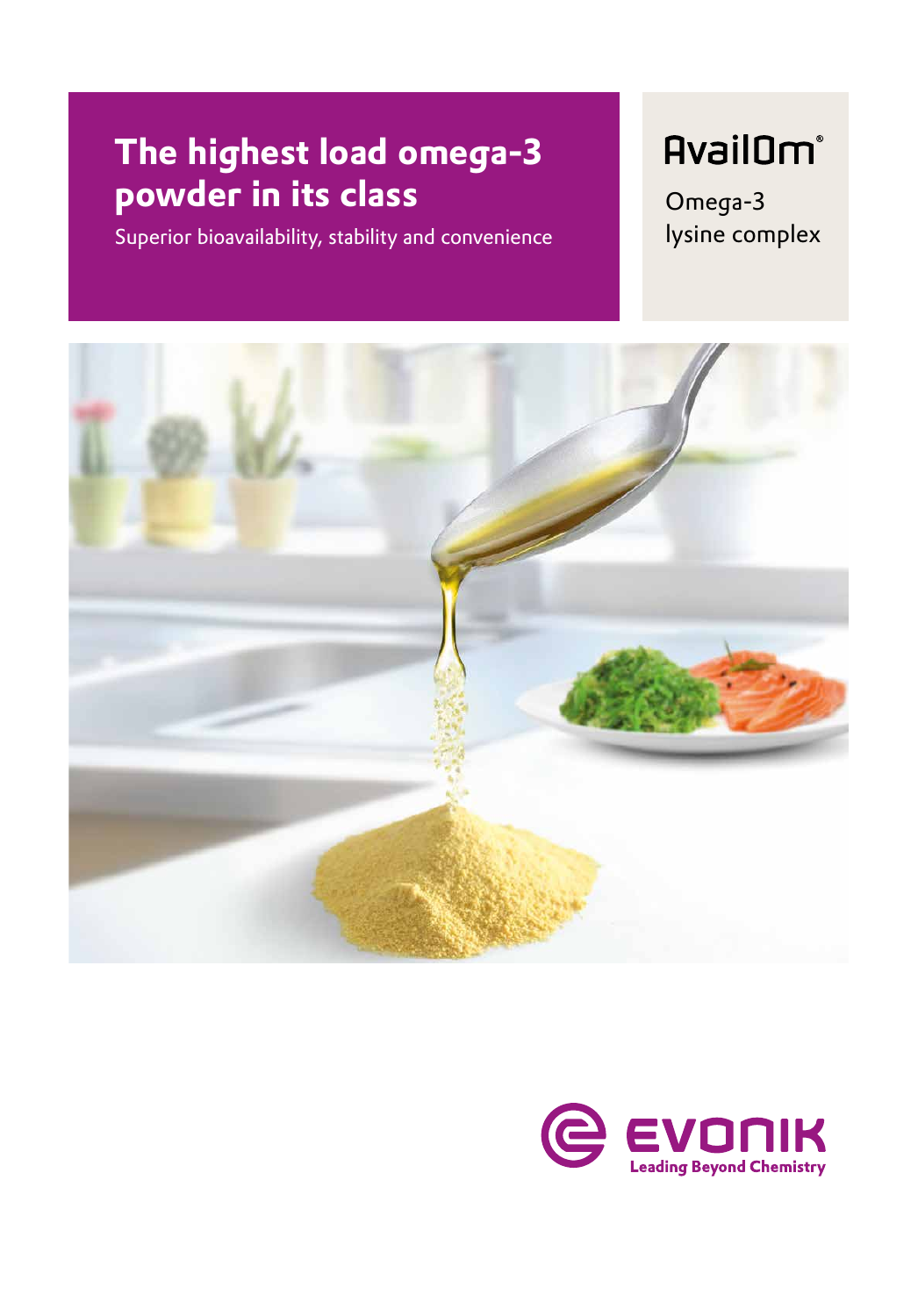# The highest load omega-3 powder in its class

Superior bioavailability, stability and convenience

## AvailOm®

Omega-3 lysine complex

EVONIK

Leading Beyond Chemistry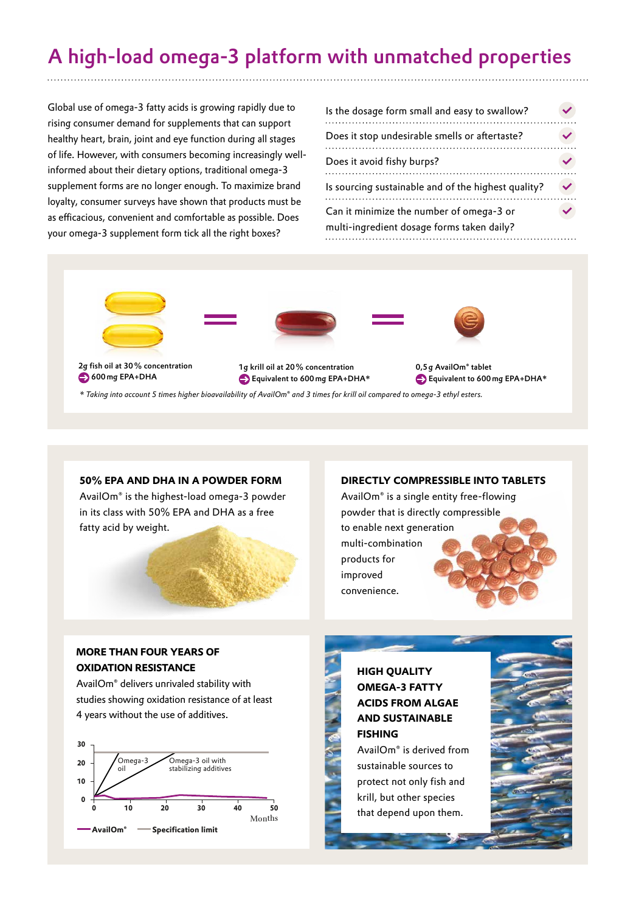# A high-load omega-3 platform with unmatched properties

Global use of omega-3 fatty acids is growing rapidly due to rising consumer demand for supplements that can support healthy heart, brain, joint and eye function during all stages of life. However, with consumers becoming increasingly well-informed about their dietary options, traditional omega-3 supplement forms are no longer enough. To maximize brand loyalty, consumer surveys have shown that products must be as efficacious, convenient and comfortable as possible. Does your omega-3 supplement form tick all the right boxes?

- Is the dosage form small and easy to swallow? ✓
- Does it stop undesirable smells or aftertaste? ✓
- Does it avoid fishy burps? ✓
- Is sourcing sustainable and of the highest quality? ✓
- Can it minimize the number of omega-3 or multi-ingredient dosage forms taken daily? ✓

2g fish oil at 30 % concentration
→ 600 mg EPA+DHA

=

1 g krill oil at 20 % concentration
→ Equivalent to 600 mg EPA+DHA*

=

0,5 g AvailOm® tablet
→ Equivalent to 600 mg EPA+DHA*

*\* Taking into account 5 times higher bioavailability of AvailOm® and 3 times for krill oil compared to omega-3 ethyl esters.*

## 50% EPA AND DHA IN A POWDER FORM

AvailOm® is the highest-load omega-3 powder in its class with 50% EPA and DHA as a free fatty acid by weight.

## DIRECTLY COMPRESSIBLE INTO TABLETS

AvailOm® is a single entity free-flowing powder that is directly compressible to enable next generation multi-combination products for improved convenience.

## MORE THAN FOUR YEARS OF OXIDATION RESISTANCE

AvailOm® delivers unrivaled stability with studies showing oxidation resistance of at least 4 years without the use of additives.

Chart labels: y-axis 0, 10, 20, 30; x-axis Months 0, 10, 20, 30, 40, 50; Omega-3 oil; Omega-3 oil with stabilizing additives; AvailOm®; Specification limit

## HIGH QUALITY OMEGA-3 FATTY ACIDS FROM ALGAE AND SUSTAINABLE FISHING

AvailOm® is derived from sustainable sources to protect not only fish and krill, but other species that depend upon them.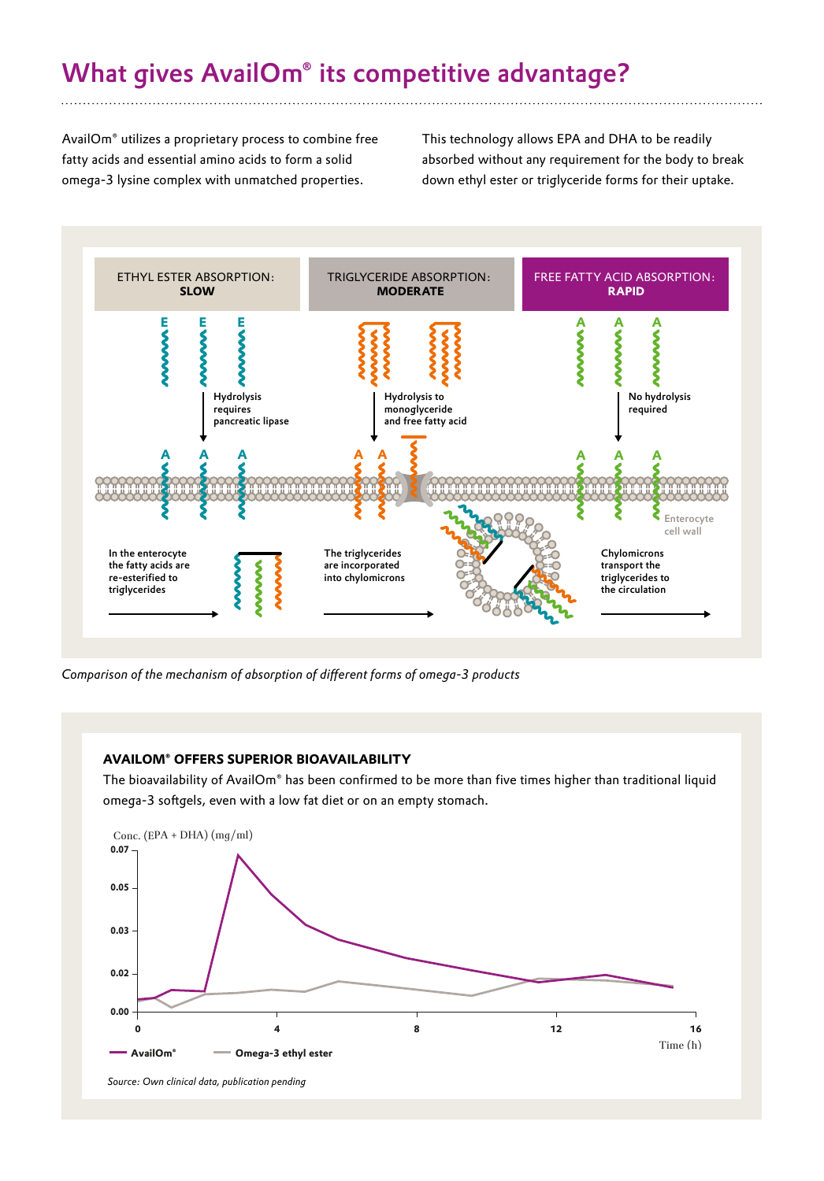# What gives AvailOm® its competitive advantage?

AvailOm® utilizes a proprietary process to combine free fatty acids and essential amino acids to form a solid omega-3 lysine complex with unmatched properties.

This technology allows EPA and DHA to be readily absorbed without any requirement for the body to break down ethyl ester or triglyceride forms for their uptake.

ETHYL ESTER ABSORPTION: **SLOW**

TRIGLYCERIDE ABSORPTION: **MODERATE**

FREE FATTY ACID ABSORPTION: **RAPID**

Hydrolysis requires pancreatic lipase

Hydrolysis to monoglyceride and free fatty acid

No hydrolysis required

Enterocyte cell wall

In the enterocyte the fatty acids are re-esterified to triglycerides

The triglycerides are incorporated into chylomicrons

Chylomicrons transport the triglycerides to the circulation

*Comparison of the mechanism of absorption of different forms of omega-3 products*

## AVAILOM® OFFERS SUPERIOR BIOAVAILABILITY

The bioavailability of AvailOm® has been confirmed to be more than five times higher than traditional liquid omega-3 softgels, even with a low fat diet or on an empty stomach.

Conc. (EPA + DHA) (mg/ml)

Time (h)

AvailOm® — Omega-3 ethyl ester

*Source: Own clinical data, publication pending*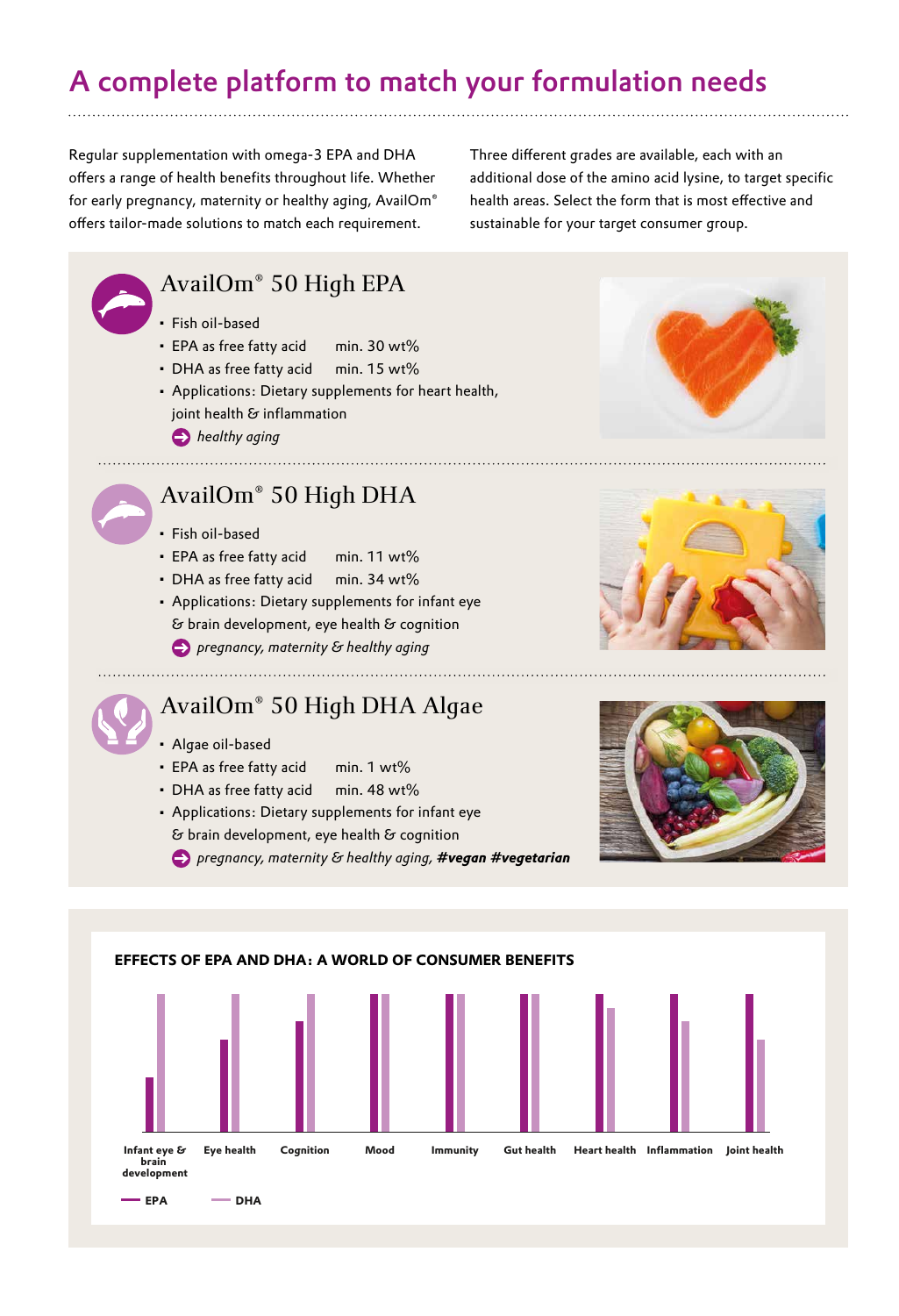# A complete platform to match your formulation needs

Regular supplementation with omega-3 EPA and DHA offers a range of health benefits throughout life. Whether for early pregnancy, maternity or healthy aging, AvailOm® offers tailor-made solutions to match each requirement.

Three different grades are available, each with an additional dose of the amino acid lysine, to target specific health areas. Select the form that is most effective and sustainable for your target consumer group.

## AvailOm® 50 High EPA

- Fish oil-based
- EPA as free fatty acid min. 30 wt%
- DHA as free fatty acid min. 15 wt%
- Applications: Dietary supplements for heart health, joint health & inflammation

➔ *healthy aging*

## AvailOm® 50 High DHA

- Fish oil-based
- EPA as free fatty acid min. 11 wt%
- DHA as free fatty acid min. 34 wt%
- Applications: Dietary supplements for infant eye & brain development, eye health & cognition

➔ *pregnancy, maternity & healthy aging*

## AvailOm® 50 High DHA Algae

- Algae oil-based
- EPA as free fatty acid min. 1 wt%
- DHA as free fatty acid min. 48 wt%
- Applications: Dietary supplements for infant eye & brain development, eye health & cognition

➔ *pregnancy, maternity & healthy aging,* ***#vegan #vegetarian***

**EFFECTS OF EPA AND DHA: A WORLD OF CONSUMER BENEFITS**

Infant eye & brain development | Eye health | Cognition | Mood | Immunity | Gut health | Heart health | Inflammation | Joint health

EPA | DHA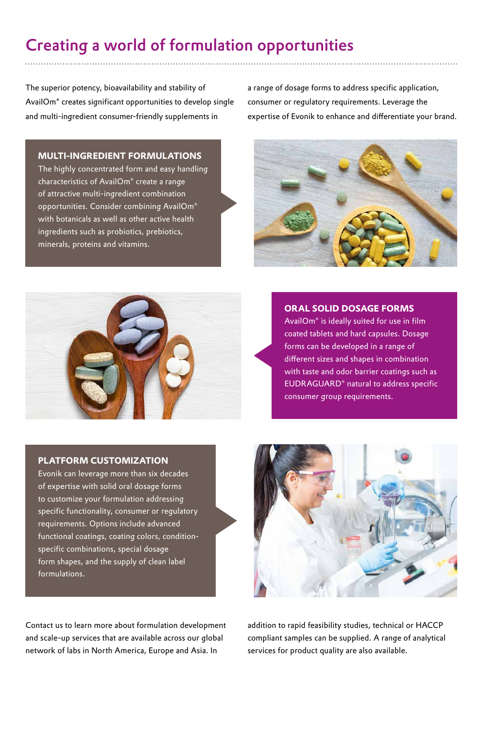# Creating a world of formulation opportunities

The superior potency, bioavailability and stability of AvailOm® creates significant opportunities to develop single and multi-ingredient consumer-friendly supplements in a range of dosage forms to address specific application, consumer or regulatory requirements. Leverage the expertise of Evonik to enhance and differentiate your brand.

### MULTI-INGREDIENT FORMULATIONS

The highly concentrated form and easy handling characteristics of AvailOm® create a range of attractive multi-ingredient combination opportunities. Consider combining AvailOm® with botanicals as well as other active health ingredients such as probiotics, prebiotics, minerals, proteins and vitamins.

### ORAL SOLID DOSAGE FORMS

AvailOm® is ideally suited for use in film coated tablets and hard capsules. Dosage forms can be developed in a range of different sizes and shapes in combination with taste and odor barrier coatings such as EUDRAGUARD® natural to address specific consumer group requirements.

### PLATFORM CUSTOMIZATION

Evonik can leverage more than six decades of expertise with solid oral dosage forms to customize your formulation addressing specific functionality, consumer or regulatory requirements. Options include advanced functional coatings, coating colors, condition-specific combinations, special dosage form shapes, and the supply of clean label formulations.

Contact us to learn more about formulation development and scale-up services that are available across our global network of labs in North America, Europe and Asia. In addition to rapid feasibility studies, technical or HACCP compliant samples can be supplied. A range of analytical services for product quality are also available.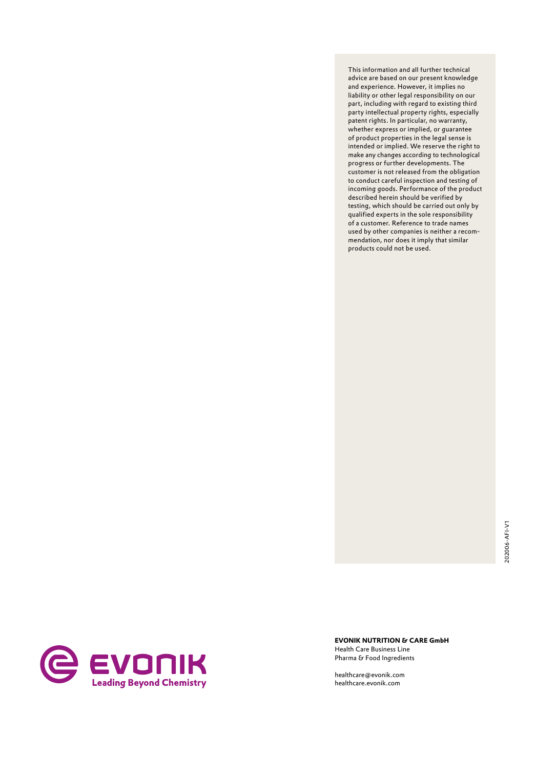This information and all further technical advice are based on our present knowledge and experience. However, it implies no liability or other legal responsibility on our part, including with regard to existing third party intellectual property rights, especially patent rights. In particular, no warranty, whether express or implied, or guarantee of product properties in the legal sense is intended or implied. We reserve the right to make any changes according to technological progress or further developments. The customer is not released from the obligation to conduct careful inspection and testing of incoming goods. Performance of the product described herein should be verified by testing, which should be carried out only by qualified experts in the sole responsibility of a customer. Reference to trade names used by other companies is neither a recommendation, nor does it imply that similar products could not be used.

202006-AFI-V1

EVONIK
Leading Beyond Chemistry

**EVONIK NUTRITION & CARE GmbH**
Health Care Business Line
Pharma & Food Ingredients

healthcare@evonik.com
healthcare.evonik.com